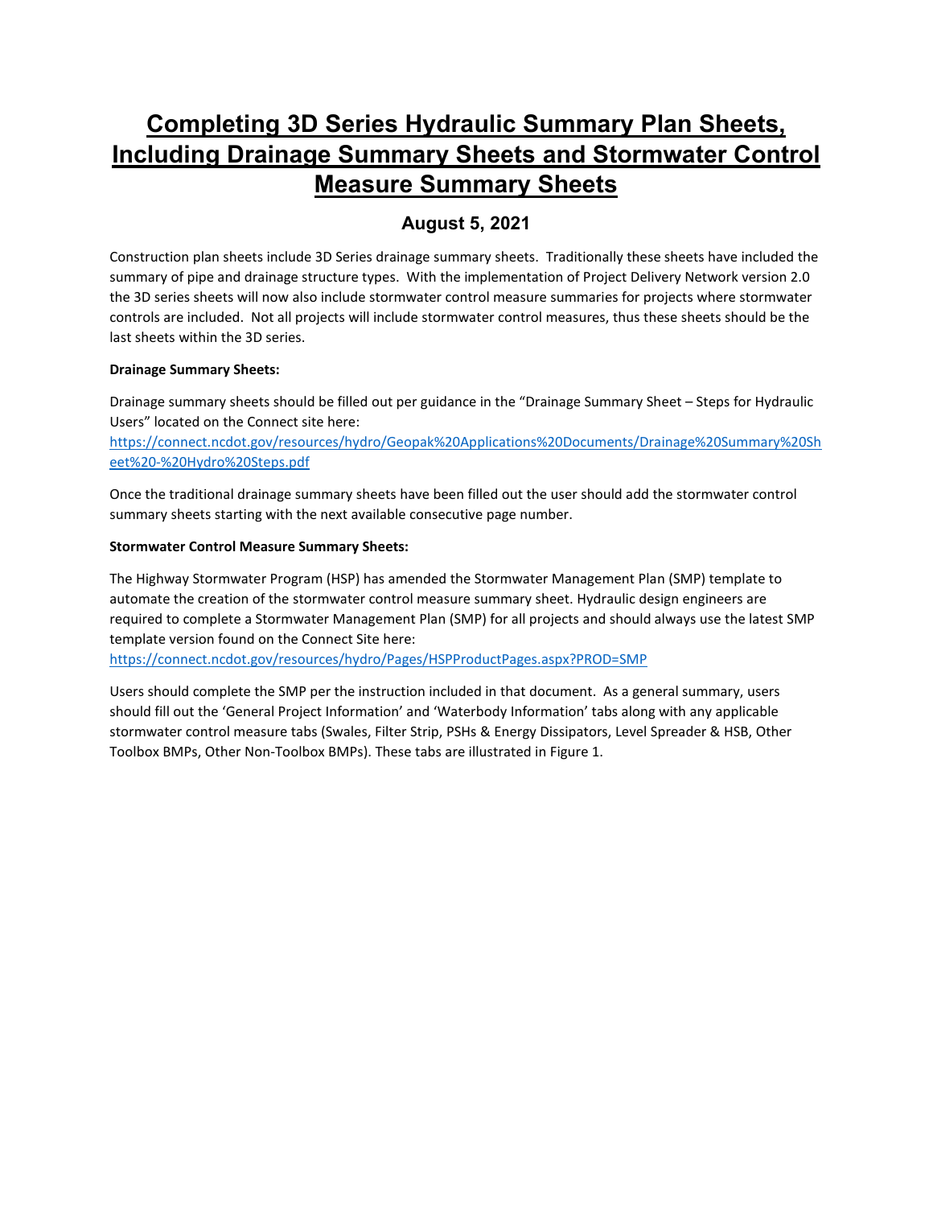# Completing 3D Series Hydraulic Summary Plan Sheets, Including Drainage Summary Sheets and Stormwater Control Measure Summary Sheets

## August 5, 2021

Construction plan sheets include 3D Series drainage summary sheets. Traditionally these sheets have included the summary of pipe and drainage structure types. With the implementation of Project Delivery Network version 2.0 the 3D series sheets will now also include stormwater control measure summaries for projects where stormwater controls are included. Not all projects will include stormwater control measures, thus these sheets should be the last sheets within the 3D series.

**Drainage Summary Sheets:**

Drainage summary sheets should be filled out per guidance in the "Drainage Summary Sheet – Steps for Hydraulic Users" located on the Connect site here:
https://connect.ncdot.gov/resources/hydro/Geopak%20Applications%20Documents/Drainage%20Summary%20Sheet%20-%20Hydro%20Steps.pdf

Once the traditional drainage summary sheets have been filled out the user should add the stormwater control summary sheets starting with the next available consecutive page number.

**Stormwater Control Measure Summary Sheets:**

The Highway Stormwater Program (HSP) has amended the Stormwater Management Plan (SMP) template to automate the creation of the stormwater control measure summary sheet. Hydraulic design engineers are required to complete a Stormwater Management Plan (SMP) for all projects and should always use the latest SMP template version found on the Connect Site here:
https://connect.ncdot.gov/resources/hydro/Pages/HSPProductPages.aspx?PROD=SMP

Users should complete the SMP per the instruction included in that document. As a general summary, users should fill out the 'General Project Information' and 'Waterbody Information' tabs along with any applicable stormwater control measure tabs (Swales, Filter Strip, PSHs & Energy Dissipators, Level Spreader & HSB, Other Toolbox BMPs, Other Non-Toolbox BMPs). These tabs are illustrated in Figure 1.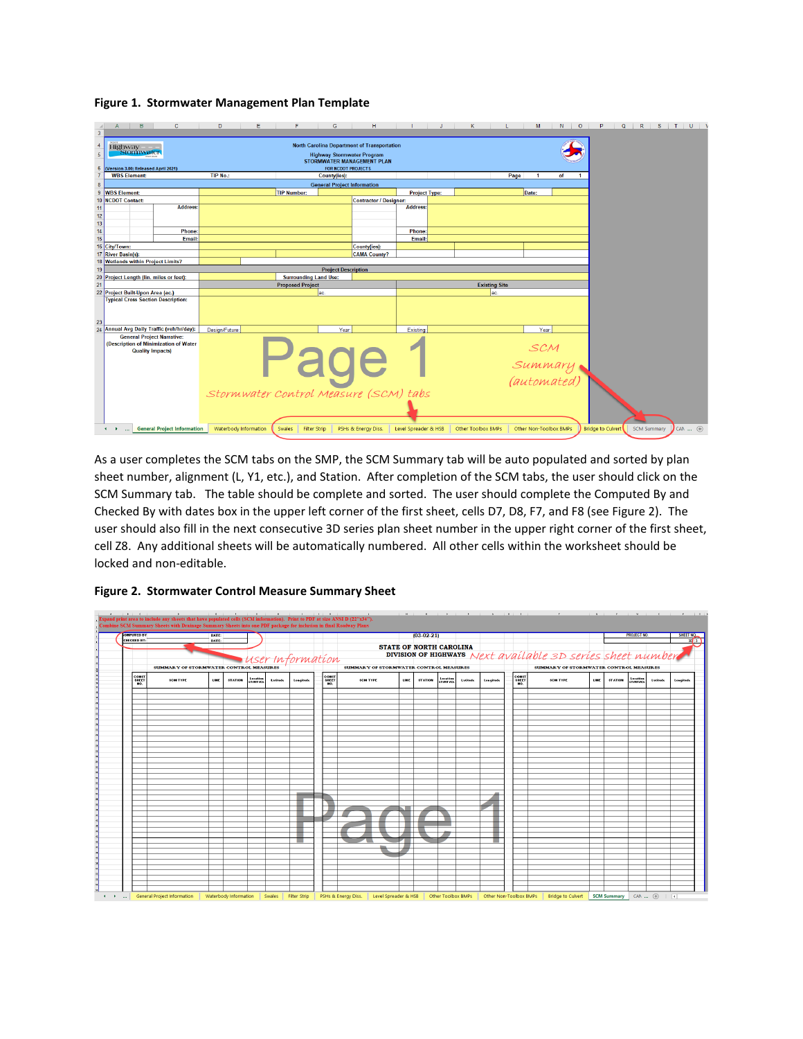**Figure 1. Stormwater Management Plan Template**

As a user completes the SCM tabs on the SMP, the SCM Summary tab will be auto populated and sorted by plan sheet number, alignment (L, Y1, etc.), and Station. After completion of the SCM tabs, the user should click on the SCM Summary tab. The table should be complete and sorted. The user should complete the Computed By and Checked By with dates box in the upper left corner of the first sheet, cells D7, D8, F7, and F8 (see Figure 2). The user should also fill in the next consecutive 3D series plan sheet number in the upper right corner of the first sheet, cell Z8. Any additional sheets will be automatically numbered. All other cells within the worksheet should be locked and non-editable.

**Figure 2. Stormwater Control Measure Summary Sheet**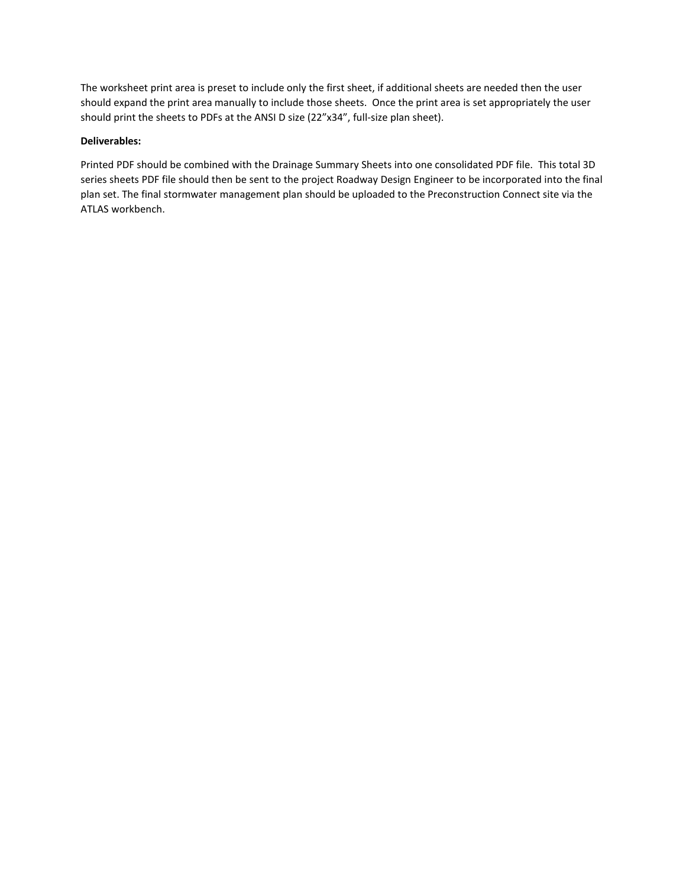The worksheet print area is preset to include only the first sheet, if additional sheets are needed then the user should expand the print area manually to include those sheets. Once the print area is set appropriately the user should print the sheets to PDFs at the ANSI D size (22"x34", full-size plan sheet).

**Deliverables:**

Printed PDF should be combined with the Drainage Summary Sheets into one consolidated PDF file. This total 3D series sheets PDF file should then be sent to the project Roadway Design Engineer to be incorporated into the final plan set. The final stormwater management plan should be uploaded to the Preconstruction Connect site via the ATLAS workbench.